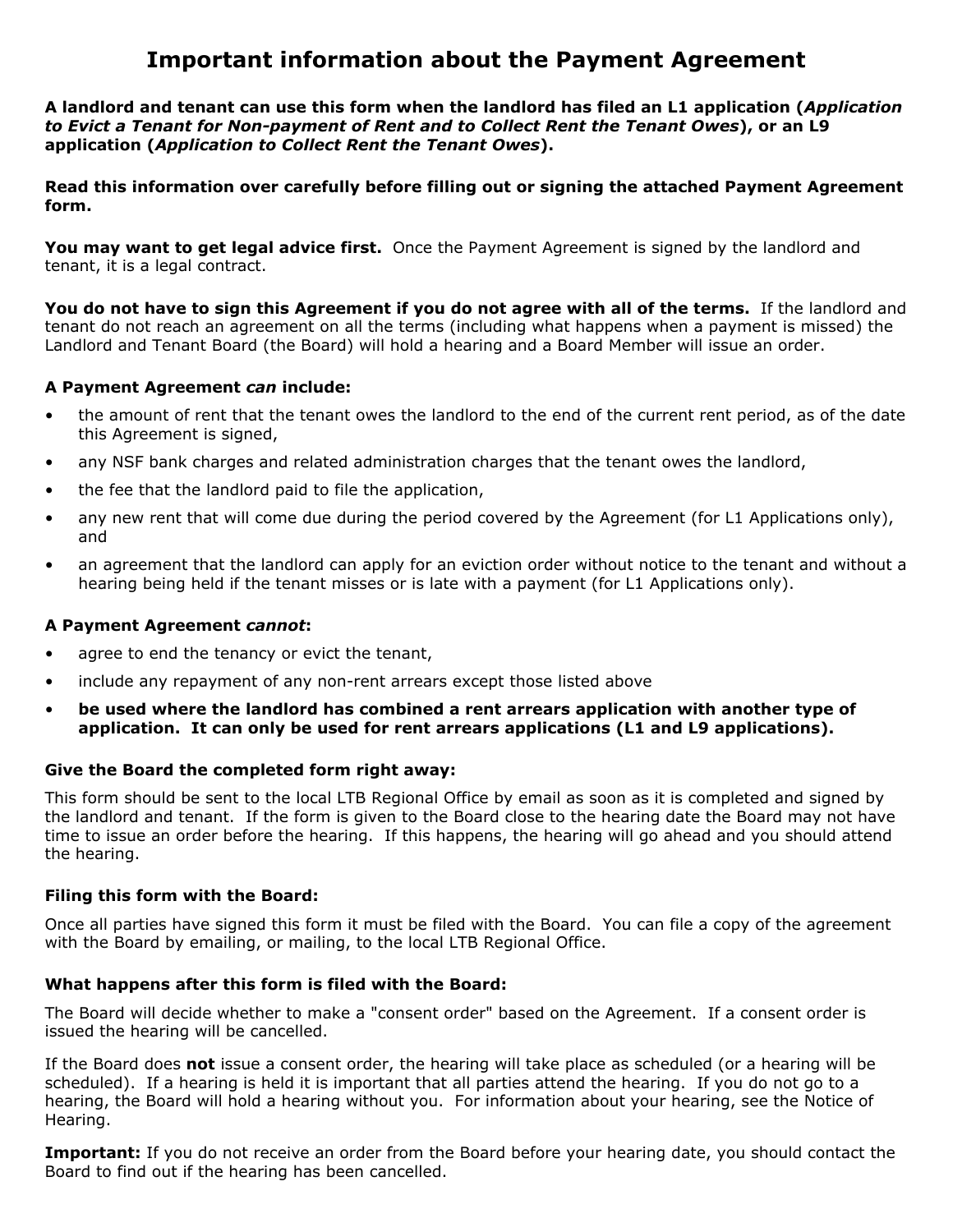# Important information about the Payment Agreement

**A landlord and tenant can use this form when the landlord has filed an L1 application (*Application to Evict a Tenant for Non-payment of Rent and to Collect Rent the Tenant Owes*), or an L9 application (*Application to Collect Rent the Tenant Owes*).**

**Read this information over carefully before filling out or signing the attached Payment Agreement form.**

**You may want to get legal advice first.** Once the Payment Agreement is signed by the landlord and tenant, it is a legal contract.

**You do not have to sign this Agreement if you do not agree with all of the terms.** If the landlord and tenant do not reach an agreement on all the terms (including what happens when a payment is missed) the Landlord and Tenant Board (the Board) will hold a hearing and a Board Member will issue an order.

### A Payment Agreement *can* include:

- the amount of rent that the tenant owes the landlord to the end of the current rent period, as of the date this Agreement is signed,
- any NSF bank charges and related administration charges that the tenant owes the landlord,
- the fee that the landlord paid to file the application,
- any new rent that will come due during the period covered by the Agreement (for L1 Applications only), and
- an agreement that the landlord can apply for an eviction order without notice to the tenant and without a hearing being held if the tenant misses or is late with a payment (for L1 Applications only).

### A Payment Agreement *cannot*:

- agree to end the tenancy or evict the tenant,
- include any repayment of any non-rent arrears except those listed above
- **be used where the landlord has combined a rent arrears application with another type of application. It can only be used for rent arrears applications (L1 and L9 applications).**

### Give the Board the completed form right away:

This form should be sent to the local LTB Regional Office by email as soon as it is completed and signed by the landlord and tenant. If the form is given to the Board close to the hearing date the Board may not have time to issue an order before the hearing. If this happens, the hearing will go ahead and you should attend the hearing.

### Filing this form with the Board:

Once all parties have signed this form it must be filed with the Board. You can file a copy of the agreement with the Board by emailing, or mailing, to the local LTB Regional Office.

### What happens after this form is filed with the Board:

The Board will decide whether to make a "consent order" based on the Agreement. If a consent order is issued the hearing will be cancelled.

If the Board does **not** issue a consent order, the hearing will take place as scheduled (or a hearing will be scheduled). If a hearing is held it is important that all parties attend the hearing. If you do not go to a hearing, the Board will hold a hearing without you. For information about your hearing, see the Notice of Hearing.

**Important:** If you do not receive an order from the Board before your hearing date, you should contact the Board to find out if the hearing has been cancelled.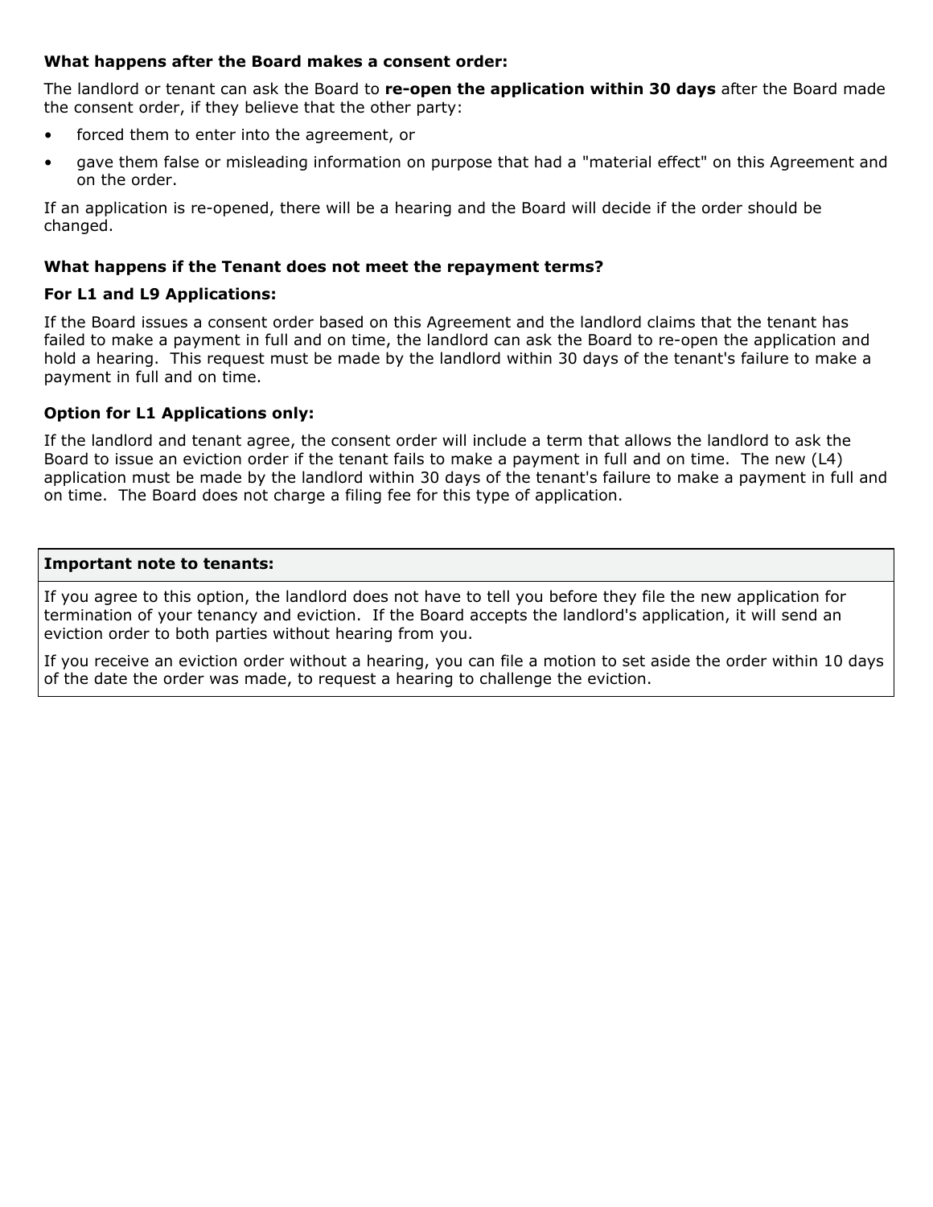**What happens after the Board makes a consent order:**

The landlord or tenant can ask the Board to **re-open the application within 30 days** after the Board made the consent order, if they believe that the other party:

- forced them to enter into the agreement, or
- gave them false or misleading information on purpose that had a "material effect" on this Agreement and on the order.

If an application is re-opened, there will be a hearing and the Board will decide if the order should be changed.

**What happens if the Tenant does not meet the repayment terms?**

**For L1 and L9 Applications:**

If the Board issues a consent order based on this Agreement and the landlord claims that the tenant has failed to make a payment in full and on time, the landlord can ask the Board to re-open the application and hold a hearing. This request must be made by the landlord within 30 days of the tenant's failure to make a payment in full and on time.

**Option for L1 Applications only:**

If the landlord and tenant agree, the consent order will include a term that allows the landlord to ask the Board to issue an eviction order if the tenant fails to make a payment in full and on time. The new (L4) application must be made by the landlord within 30 days of the tenant's failure to make a payment in full and on time. The Board does not charge a filing fee for this type of application.

| **Important note to tenants:** |
| --- |
| If you agree to this option, the landlord does not have to tell you before they file the new application for termination of your tenancy and eviction. If the Board accepts the landlord's application, it will send an eviction order to both parties without hearing from you.<br><br>If you receive an eviction order without a hearing, you can file a motion to set aside the order within 10 days of the date the order was made, to request a hearing to challenge the eviction. |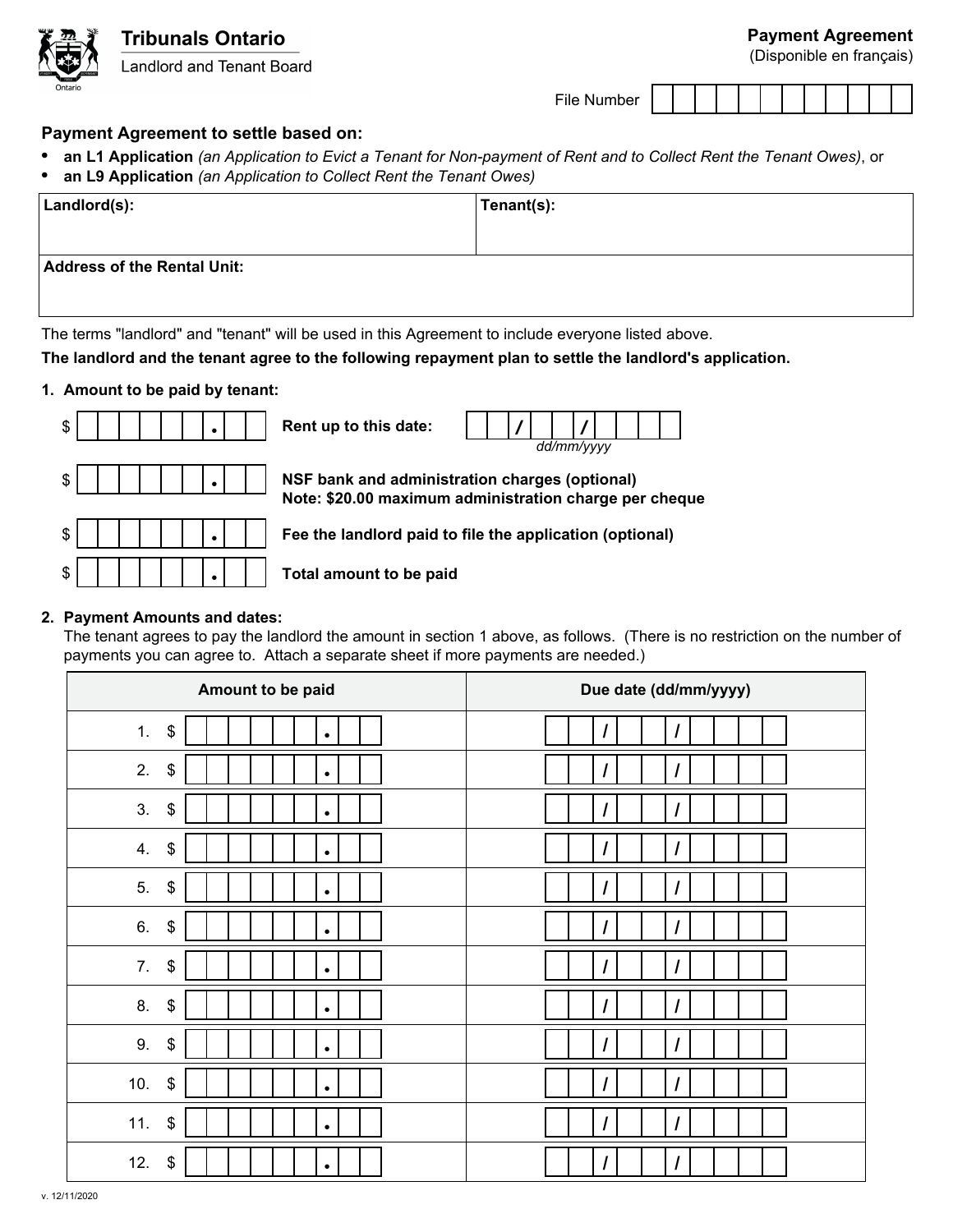Tribunals Ontario

Landlord and Tenant Board

# Payment Agreement

(Disponible en français)

File Number

## Payment Agreement to settle based on:

- **an L1 Application** *(an Application to Evict a Tenant for Non-payment of Rent and to Collect Rent the Tenant Owes)*, or
- **an L9 Application** *(an Application to Collect Rent the Tenant Owes)*

| **Landlord(s):** | **Tenant(s):** |
|---|---|
| | |
| **Address of the Rental Unit:** | |
| | |

The terms "landlord" and "tenant" will be used in this Agreement to include everyone listed above.

**The landlord and the tenant agree to the following repayment plan to settle the landlord's application.**

**1. Amount to be paid by tenant:**

$ ______ . ___ **Rent up to this date:** ___ / ___ / ______ *dd/mm/yyyy*

$ ______ . ___ **NSF bank and administration charges (optional)**
**Note: $20.00 maximum administration charge per cheque**

$ ______ . ___ **Fee the landlord paid to file the application (optional)**

$ ______ . ___ **Total amount to be paid**

**2. Payment Amounts and dates:**

The tenant agrees to pay the landlord the amount in section 1 above, as follows. (There is no restriction on the number of payments you can agree to. Attach a separate sheet if more payments are needed.)

| Amount to be paid | Due date (dd/mm/yyyy) |
|---|---|
| 1. $ ______ . ___ | ___ / ___ / ______ |
| 2. $ ______ . ___ | ___ / ___ / ______ |
| 3. $ ______ . ___ | ___ / ___ / ______ |
| 4. $ ______ . ___ | ___ / ___ / ______ |
| 5. $ ______ . ___ | ___ / ___ / ______ |
| 6. $ ______ . ___ | ___ / ___ / ______ |
| 7. $ ______ . ___ | ___ / ___ / ______ |
| 8. $ ______ . ___ | ___ / ___ / ______ |
| 9. $ ______ . ___ | ___ / ___ / ______ |
| 10. $ ______ . ___ | ___ / ___ / ______ |
| 11. $ ______ . ___ | ___ / ___ / ______ |
| 12. $ ______ . ___ | ___ / ___ / ______ |

v. 12/11/2020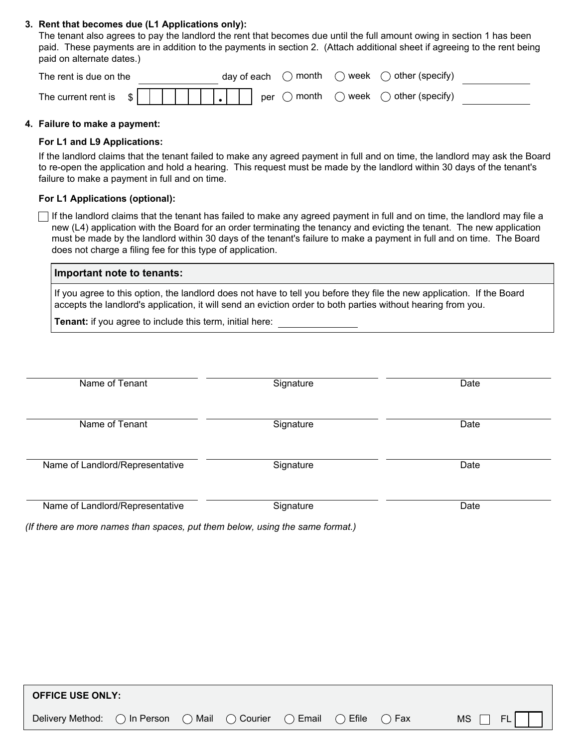3. **Rent that becomes due (L1 Applications only):**
   The tenant also agrees to pay the landlord the rent that becomes due until the full amount owing in section 1 has been paid. These payments are in addition to the payments in section 2. (Attach additional sheet if agreeing to the rent being paid on alternate dates.)

   The rent is due on the ____________ day of each ◯ month ◯ week ◯ other (specify) ____________

   The current rent is $ ☐☐☐☐☐☐☐.☐☐ per ◯ month ◯ week ◯ other (specify) ____________

4. **Failure to make a payment:**

   **For L1 and L9 Applications:**

   If the landlord claims that the tenant failed to make any agreed payment in full and on time, the landlord may ask the Board to re-open the application and hold a hearing. This request must be made by the landlord within 30 days of the tenant's failure to make a payment in full and on time.

   **For L1 Applications (optional):**

   ☐ If the landlord claims that the tenant has failed to make any agreed payment in full and on time, the landlord may file a new (L4) application with the Board for an order terminating the tenancy and evicting the tenant. The new application must be made by the landlord within 30 days of the tenant's failure to make a payment in full and on time. The Board does not charge a filing fee for this type of application.

   | **Important note to tenants:** |
   |---|
   | If you agree to this option, the landlord does not have to tell you before they file the new application. If the Board accepts the landlord's application, it will send an eviction order to both parties without hearing from you.<br><br>**Tenant:** if you agree to include this term, initial here: ____________ |

| | | |
|---|---|---|
| Name of Tenant | Signature | Date |
| Name of Tenant | Signature | Date |
| Name of Landlord/Representative | Signature | Date |
| Name of Landlord/Representative | Signature | Date |

*(If there are more names than spaces, put them below, using the same format.)*

| **OFFICE USE ONLY:** |
|---|
| Delivery Method: ◯ In Person ◯ Mail ◯ Courier ◯ Email ◯ Efile ◯ Fax MS ☐ FL ☐☐ |